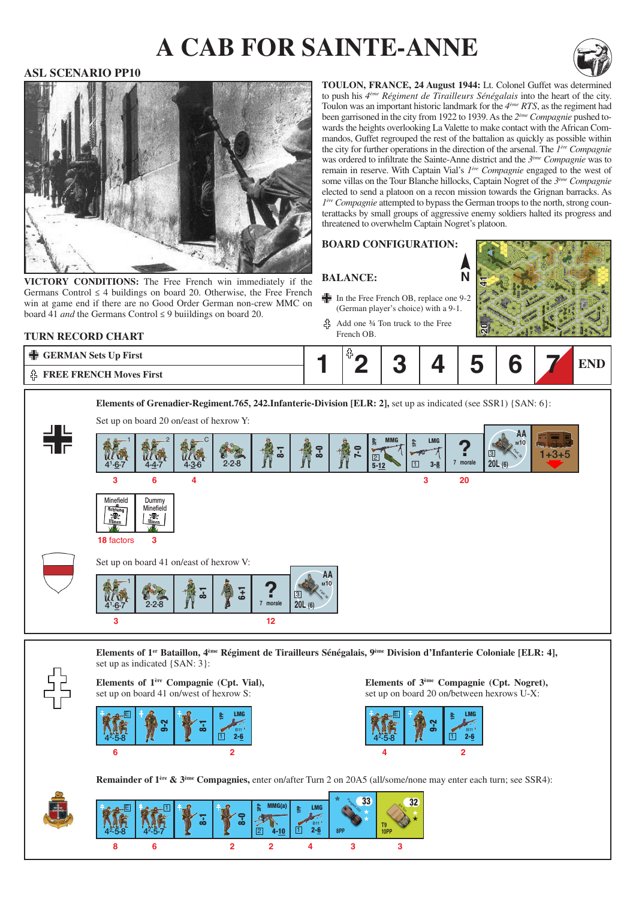# A CAB FOR SAINTE-ANNE

## ASL SCENARIO PP10

**TOULON, FRANCE, 24 August 1944:** Lt. Colonel Guffet was determined to push his *4ème Régiment de Tirailleurs Sénégalais* into the heart of the city. Toulon was an important historic landmark for the *4ème RTS*, as the regiment had been garrisoned in the city from 1922 to 1939. As the *2ème Compagnie* pushed towards the heights overlooking La Valette to make contact with the African Commandos, Guffet regrouped the rest of the battalion as quickly as possible within the city for further operations in the direction of the arsenal. The *1ère Compagnie* was ordered to infiltrate the Sainte-Anne district and the *3ème Compagnie* was to remain in reserve. With Captain Vial's *1ère Compagnie* engaged to the west of some villas on the Tour Blanche hillocks, Captain Nogret of the *3ème Compagnie* elected to send a platoon on a recon mission towards the Grignan barracks. As *1ère Compagnie* attempted to bypass the German troops to the north, strong counterattacks by small groups of aggressive enemy soldiers halted its progress and threatened to overwhelm Captain Nogret's platoon.

**VICTORY CONDITIONS:** The Free French win immediately if the Germans Control ≤ 4 buildings on board 20. Otherwise, the Free French win at game end if there are no Good Order German non-crew MMC on board 41 *and* the Germans Control ≤ 9 buiildings on board 20.

**BOARD CONFIGURATION:**

**BALANCE:**

- German: In the Free French OB, replace one 9-2 (German player's choice) with a 9-1.
- Free French: Add one ¾ Ton truck to the Free French OB.

### TURN RECORD CHART

| | 1 | 2 | 3 | 4 | 5 | 6 | 7 | END |
|---|---|---|---|---|---|---|---|---|
| GERMAN Sets Up First<br>FREE FRENCH Moves First | | | | | | | | |

**Elements of Grenadier-Regiment.765, 242.Infanterie-Division [ELR: 2],** set up as indicated (see SSR1) {SAN: 6}:

Set up on board 20 on/east of hexrow Y:

| 4-6-7 | 4-4-7 | 4-3-6 | 2-2-8 | 8-1 | 8-0 | 7-0 | MMG 5-12 | LMG 3-8 | ? 7 morale | AA M10 20L (6) | 1+3+5 |
|---|---|---|---|---|---|---|---|---|---|---|---|
| 3 | 6 | 4 | | | | | | 3 | 20 | | |

| Minefield | Dummy Minefield |
|---|---|
| 18 factors | 3 |

Set up on board 41 on/east of hexrow V:

| 4-6-7 | 2-2-8 | 8-1 | 6+1 | ? 7 morale | AA M10 20L (6) |
|---|---|---|---|---|---|
| 3 | | | | 12 | |

**Elements of 1er Bataillon, 4ème Régiment de Tirailleurs Sénégalais, 9ème Division d'Infanterie Coloniale [ELR: 4],** set up as indicated {SAN: 3}:

**Elements of 1ère Compagnie (Cpt. Vial),** set up on board 41 on/west of hexrow S:

| 4-5-8 | 9-2 | 8-1 | LMG 2-6 |
|---|---|---|---|
| 6 | | | 2 |

**Elements of 3ème Compagnie (Cpt. Nogret),** set up on board 20 on/between hexrows U-X:

| 4-5-8 | 9-2 | LMG 2-6 |
|---|---|---|
| 4 | | 2 |

**Remainder of 1ère & 3ème Compagnies,** enter on/after Turn 2 on 20A5 (all/some/none may enter each turn; see SSR4):

| 4-5-8 | 4-5-7 | 8-1 | 8-0 | MMG(a) 4-10 | LMG 2-6 | 8PP | T9 10PP |
|---|---|---|---|---|---|---|---|
| 8 | 6 | | 2 | 2 | 4 | 3 | 3 |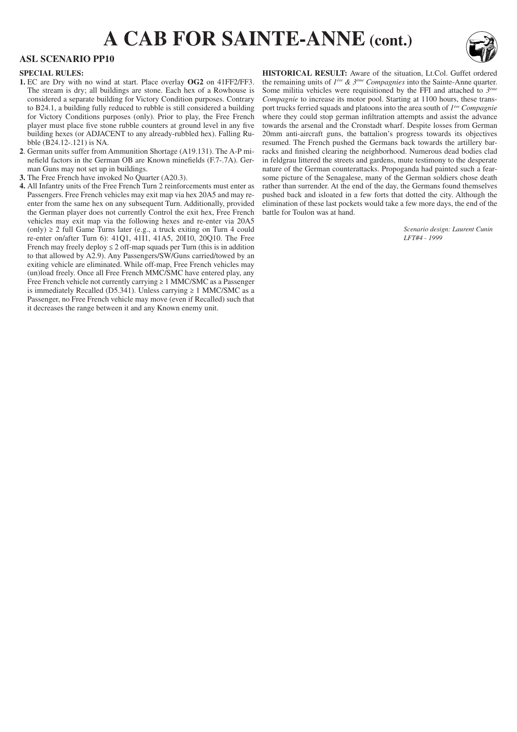# A CAB FOR SAINTE-ANNE (cont.)

## ASL SCENARIO PP10

### SPECIAL RULES:

**1.** EC are Dry with no wind at start. Place overlay **OG2** on 41FF2/FF3. The stream is dry; all buildings are stone. Each hex of a Rowhouse is considered a separate building for Victory Condition purposes. Contrary to B24.1, a building fully reduced to rubble is still considered a building for Victory Conditions purposes (only). Prior to play, the Free French player must place five stone rubble counters at ground level in any five building hexes (or ADJACENT to any already-rubbled hex). Falling Rubble (B24.12-.121) is NA.

**2**. German units suffer from Ammunition Shortage (A19.131). The A-P minefield factors in the German OB are Known minefields (F.7-.7A). German Guns may not set up in buildings.

**3.** The Free French have invoked No Quarter (A20.3).

**4.** All Infantry units of the Free French Turn 2 reinforcements must enter as Passengers. Free French vehicles may exit map via hex 20A5 and may re-enter from the same hex on any subsequent Turn. Additionally, provided the German player does not currently Control the exit hex, Free French vehicles may exit map via the following hexes and re-enter via 20A5 (only) ≥ 2 full Game Turns later (e.g., a truck exiting on Turn 4 could re-enter on/after Turn 6): 41Q1, 41I1, 41A5, 20I10, 20Q10. The Free French may freely deploy ≤ 2 off-map squads per Turn (this is in addition to that allowed by A2.9). Any Passengers/SW/Guns carried/towed by an exiting vehicle are eliminated. While off-map, Free French vehicles may (un)load freely. Once all Free French MMC/SMC have entered play, any Free French vehicle not currently carrying ≥ 1 MMC/SMC as a Passenger is immediately Recalled (D5.341). Unless carrying ≥ 1 MMC/SMC as a Passenger, no Free French vehicle may move (even if Recalled) such that it decreases the range between it and any Known enemy unit.

**HISTORICAL RESULT:** Aware of the situation, Lt.Col. Guffet ordered the remaining units of *1ère & 3ème Compagnies* into the Sainte-Anne quarter. Some militia vehicles were requisitioned by the FFI and attached to *3ème Compagnie* to increase its motor pool. Starting at 1100 hours, these transport trucks ferried squads and platoons into the area south of *1ère Compagnie* where they could stop german infiltration attempts and assist the advance towards the arsenal and the Cronstadt wharf. Despite losses from German 20mm anti-aircraft guns, the battalion's progress towards its objectives resumed. The French pushed the Germans back towards the artillery barracks and finished clearing the neighborhood. Numerous dead bodies clad in feldgrau littered the streets and gardens, mute testimony to the desperate nature of the German counterattacks. Propoganda had painted such a fearsome picture of the Senagalese, many of the German soldiers chose death rather than surrender. At the end of the day, the Germans found themselves pushed back and isloated in a few forts that dotted the city. Although the elimination of these last pockets would take a few more days, the end of the battle for Toulon was at hand.

*Scenario design: Laurent Cunin*
*LFT#4 - 1999*